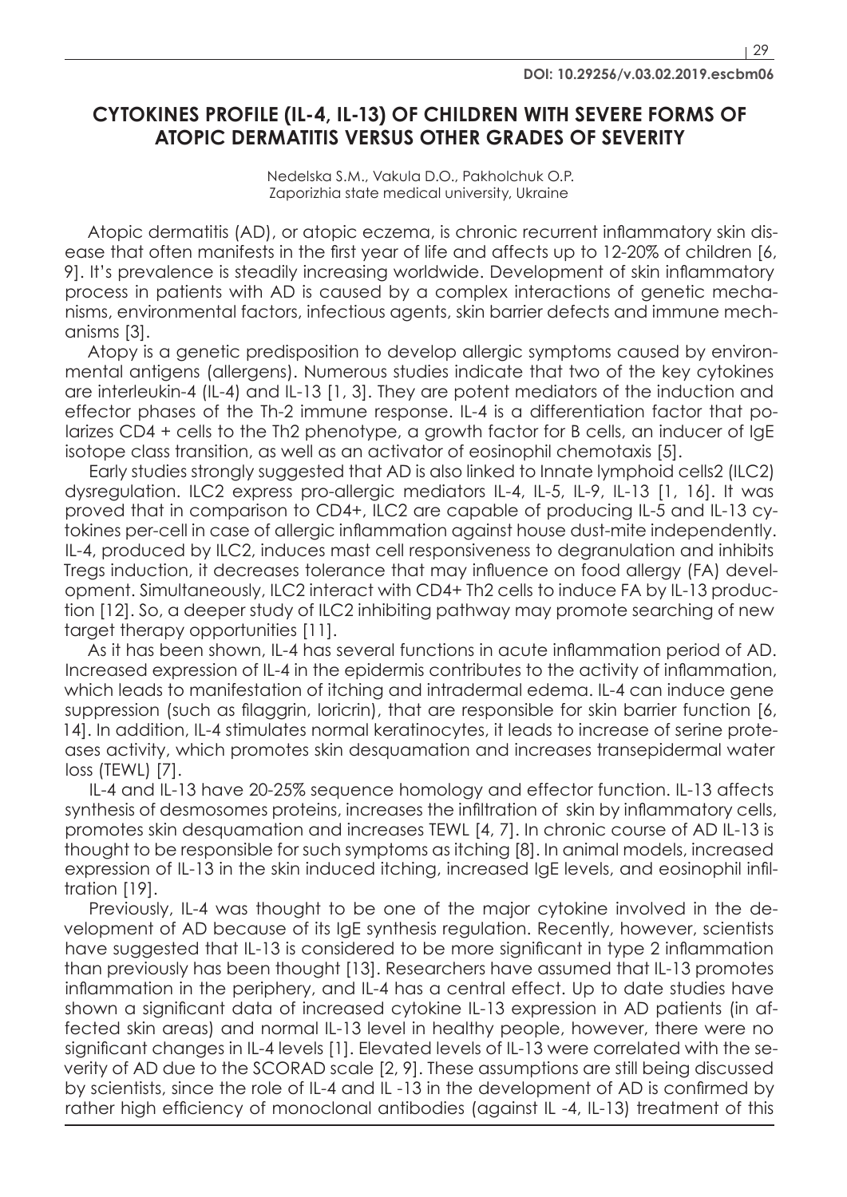DOI: 10.29256/v.03.02.2019.escbm06

# CYTOKINES PROFILE (IL-4, IL-13) OF CHILDREN WITH SEVERE FORMS OF ATOPIC DERMATITIS VERSUS OTHER GRADES OF SEVERITY

Nedelska S.M., Vakula D.O., Pakholchuk O.P.
Zaporizhia state medical university, Ukraine

Atopic dermatitis (AD), or atopic eczema, is chronic recurrent inflammatory skin disease that often manifests in the first year of life and affects up to 12-20% of children [6, 9]. It's prevalence is steadily increasing worldwide. Development of skin inflammatory process in patients with AD is caused by a complex interactions of genetic mechanisms, environmental factors, infectious agents, skin barrier defects and immune mechanisms [3].

Atopy is a genetic predisposition to develop allergic symptoms caused by environmental antigens (allergens). Numerous studies indicate that two of the key cytokines are interleukin-4 (IL-4) and IL-13 [1, 3]. They are potent mediators of the induction and effector phases of the Th-2 immune response. IL-4 is a differentiation factor that polarizes CD4 + cells to the Th2 phenotype, a growth factor for B cells, an inducer of IgE isotope class transition, as well as an activator of eosinophil chemotaxis [5].

Early studies strongly suggested that AD is also linked to Innate lymphoid cells2 (ILC2) dysregulation. ILC2 express pro-allergic mediators IL-4, IL-5, IL-9, IL-13 [1, 16]. It was proved that in comparison to CD4+, ILC2 are capable of producing IL-5 and IL-13 cytokines per-cell in case of allergic inflammation against house dust-mite independently. IL-4, produced by ILC2, induces mast cell responsiveness to degranulation and inhibits Tregs induction, it decreases tolerance that may influence on food allergy (FA) development. Simultaneously, ILC2 interact with CD4+ Th2 cells to induce FA by IL-13 production [12]. So, a deeper study of ILC2 inhibiting pathway may promote searching of new target therapy opportunities [11].

As it has been shown, IL-4 has several functions in acute inflammation period of AD. Increased expression of IL-4 in the epidermis contributes to the activity of inflammation, which leads to manifestation of itching and intradermal edema. IL-4 can induce gene suppression (such as filaggrin, loricrin), that are responsible for skin barrier function [6, 14]. In addition, IL-4 stimulates normal keratinocytes, it leads to increase of serine proteases activity, which promotes skin desquamation and increases transepidermal water loss (TEWL) [7].

IL-4 and IL-13 have 20-25% sequence homology and effector function. IL-13 affects synthesis of desmosomes proteins, increases the infiltration of skin by inflammatory cells, promotes skin desquamation and increases TEWL [4, 7]. In chronic course of AD IL-13 is thought to be responsible for such symptoms as itching [8]. In animal models, increased expression of IL-13 in the skin induced itching, increased IgE levels, and eosinophil infiltration [19].

Previously, IL-4 was thought to be one of the major cytokine involved in the development of AD because of its IgE synthesis regulation. Recently, however, scientists have suggested that IL-13 is considered to be more significant in type 2 inflammation than previously has been thought [13]. Researchers have assumed that IL-13 promotes inflammation in the periphery, and IL-4 has a central effect. Up to date studies have shown a significant data of increased cytokine IL-13 expression in AD patients (in affected skin areas) and normal IL-13 level in healthy people, however, there were no significant changes in IL-4 levels [1]. Elevated levels of IL-13 were correlated with the severity of AD due to the SCORAD scale [2, 9]. These assumptions are still being discussed by scientists, since the role of IL-4 and IL -13 in the development of AD is confirmed by rather high efficiency of monoclonal antibodies (against IL -4, IL-13) treatment of this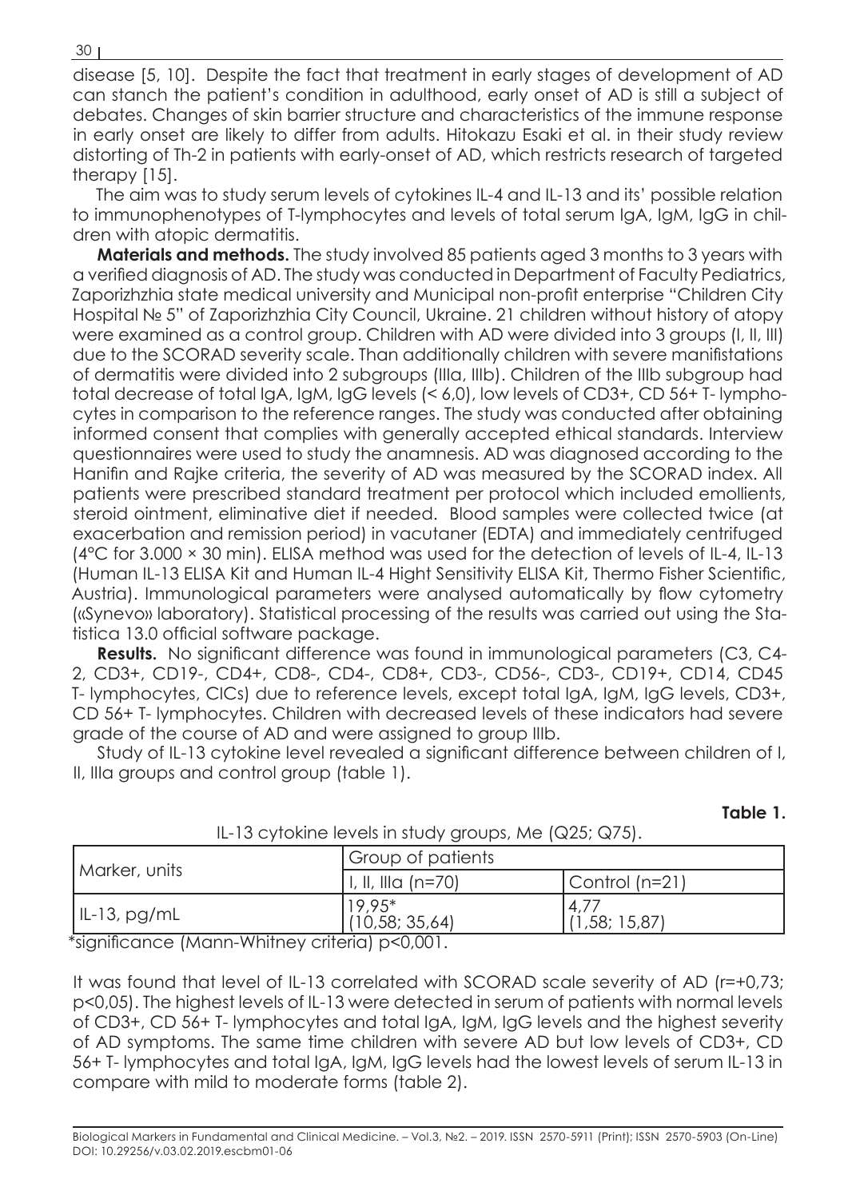disease [5, 10]. Despite the fact that treatment in early stages of development of AD can stanch the patient's condition in adulthood, early onset of AD is still a subject of debates. Changes of skin barrier structure and characteristics of the immune response in early onset are likely to differ from adults. Hitokazu Esaki et al. in their study review distorting of Th-2 in patients with early-onset of AD, which restricts research of targeted therapy [15].

The aim was to study serum levels of cytokines IL-4 and IL-13 and its' possible relation to immunophenotypes of T-lymphocytes and levels of total serum IgA, IgM, IgG in children with atopic dermatitis.

**Materials and methods.** The study involved 85 patients aged 3 months to 3 years with a verified diagnosis of AD. The study was conducted in Department of Faculty Pediatrics, Zaporizhzhia state medical university and Municipal non-profit enterprise "Children City Hospital № 5" of Zaporizhzhia City Council, Ukraine. 21 children without history of atopy were examined as a control group. Children with AD were divided into 3 groups (I, II, III) due to the SCORAD severity scale. Than additionally children with severe manifistations of dermatitis were divided into 2 subgroups (IIIa, IIIb). Children of the IIIb subgroup had total decrease of total IgA, IgM, IgG levels (< 6,0), low levels of CD3+, CD 56+ T- lymphocytes in comparison to the reference ranges. The study was conducted after obtaining informed consent that complies with generally accepted ethical standards. Interview questionnaires were used to study the anamnesis. AD was diagnosed according to the Hanifin and Rajke criteria, the severity of AD was measured by the SCORAD index. All patients were prescribed standard treatment per protocol which included emollients, steroid ointment, eliminative diet if needed. Blood samples were collected twice (at exacerbation and remission period) in vacutaner (EDTA) and immediately centrifuged (4°C for 3.000 × 30 min). ELISA method was used for the detection of levels of IL-4, IL-13 (Human IL-13 ELISA Kit and Human IL-4 Hight Sensitivity ELISA Kit, Thermo Fisher Scientific, Austria). Immunological parameters were analysed automatically by flow cytometry («Synevo» laboratory). Statistical processing of the results was carried out using the Statistica 13.0 official software package.

**Results.** No significant difference was found in immunological parameters (C3, C4-2, CD3+, CD19-, CD4+, CD8-, CD4-, CD8+, CD3-, CD56-, CD3-, CD19+, CD14, CD45 T- lymphocytes, CICs) due to reference levels, except total IgA, IgM, IgG levels, CD3+, CD 56+ T- lymphocytes. Children with decreased levels of these indicators had severe grade of the course of AD and were assigned to group IIIb.

Study of IL-13 cytokine level revealed a significant difference between children of I, II, IIIa groups and control group (table 1).

**Table 1.**

IL-13 cytokine levels in study groups, Me (Q25; Q75).

| Marker, units | Group of patients | |
|---|---|---|
| | I, II, IIIa (n=70) | Control (n=21) |
| IL-13, pg/mL | 19,95* (10,58; 35,64) | 4,77 (1,58; 15,87) |

*significance (Mann-Whitney criteria) $p<0,001$.

It was found that level of IL-13 correlated with SCORAD scale severity of AD ($r=+0,73$; $p<0,05$). The highest levels of IL-13 were detected in serum of patients with normal levels of CD3+, CD 56+ T- lymphocytes and total IgA, IgM, IgG levels and the highest severity of AD symptoms. The same time children with severe AD but low levels of CD3+, CD 56+ T- lymphocytes and total IgA, IgM, IgG levels had the lowest levels of serum IL-13 in compare with mild to moderate forms (table 2).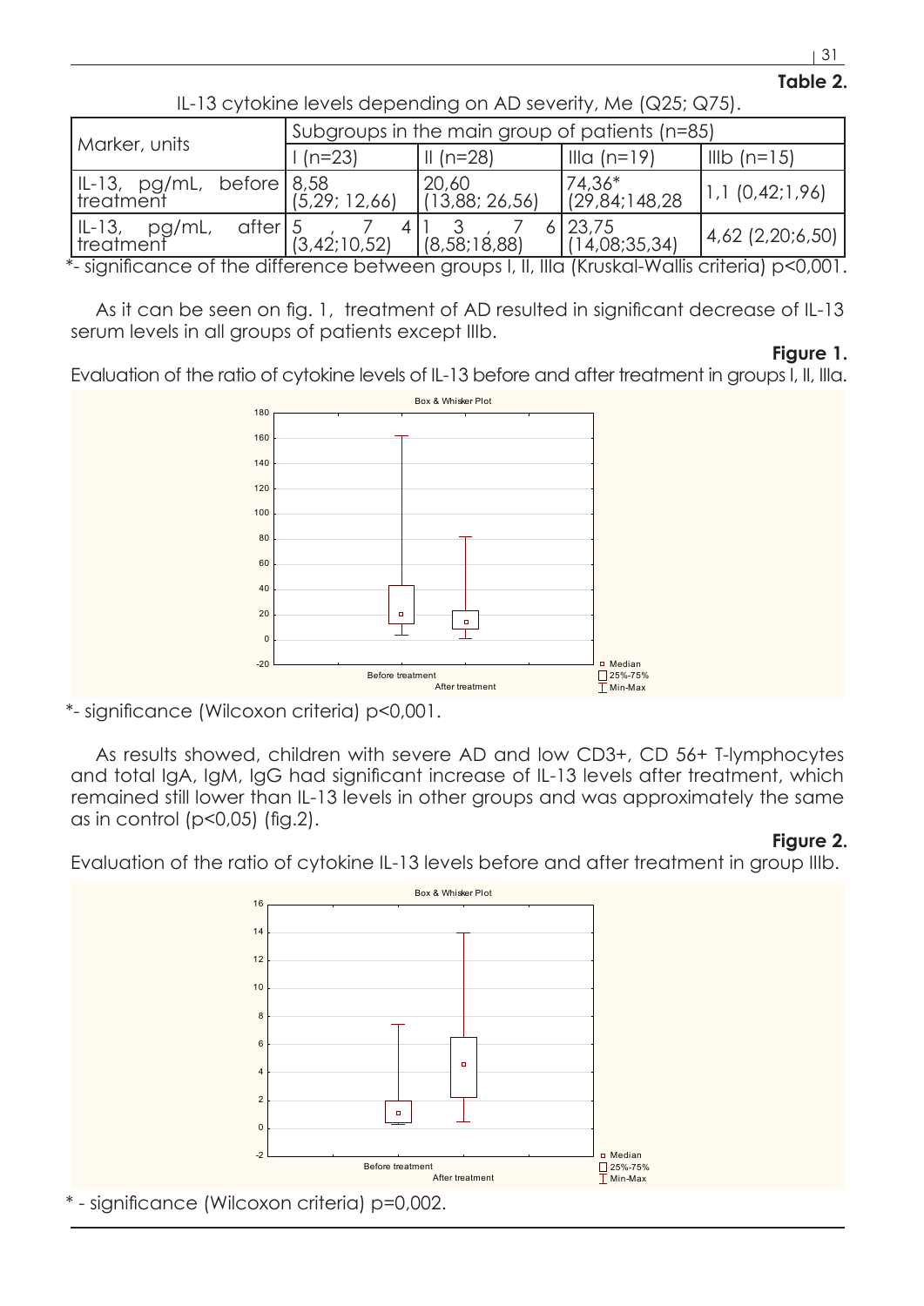**Table 2.**

IL-13 cytokine levels depending on AD severity, Me (Q25; Q75).

| Marker, units | Subgroups in the main group of patients (n=85) | | | |
|---|---|---|---|---|
| | I (n=23) | II (n=28) | IIIa (n=19) | IIIb (n=15) |
| IL-13, pg/mL, before treatment | 8,58 (5,29; 12,66) | 20,60 (13,88; 26,56) | 74,36* (29,84;148,28 | 1,1 (0,42;1,96) |
| IL-13, pg/mL, after treatment | 5 , 7 4 (3,42;10,52) | 1 3 , 7 6 (8,58;18,88) | 23,75 (14,08;35,34) | 4,62 (2,20;6,50) |

*- significance of the difference between groups I, II, IIIa (Kruskal-Wallis criteria) p<0,001.

As it can be seen on fig. 1, treatment of AD resulted in significant decrease of IL-13 serum levels in all groups of patients except IIIb.

**Figure 1.**

Evaluation of the ratio of cytokine levels of IL-13 before and after treatment in groups I, II, IIIa.

*- significance (Wilcoxon criteria) p<0,001.

As results showed, children with severe AD and low CD3+, CD 56+ T-lymphocytes and total IgA, IgM, IgG had significant increase of IL-13 levels after treatment, which remained still lower than IL-13 levels in other groups and was approximately the same as in control (p<0,05) (fig.2).

**Figure 2.**

Evaluation of the ratio of cytokine IL-13 levels before and after treatment in group IIIb.

* - significance (Wilcoxon criteria) p=0,002.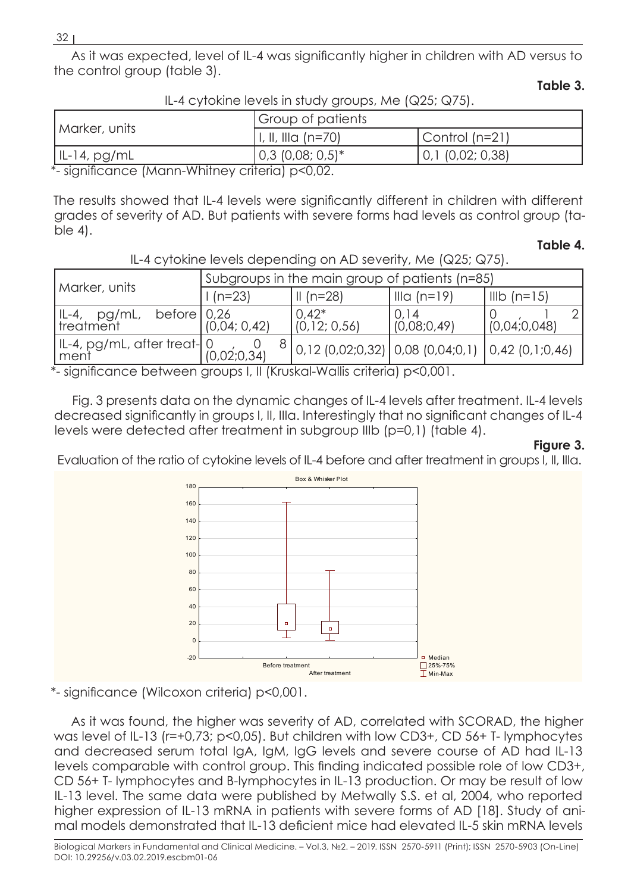As it was expected, level of IL-4 was significantly higher in children with AD versus to the control group (table 3).

**Table 3.**

IL-4 cytokine levels in study groups, Me (Q25; Q75).

| Marker, units | Group of patients | |
|---|---|---|
| | I, II, IIIa (n=70) | Control (n=21) |
| IL-14, pg/mL | 0,3 (0,08; 0,5)* | 0,1 (0,02; 0,38) |

*- significance (Mann-Whitney criteria) p<0,02.

The results showed that IL-4 levels were significantly different in children with different grades of severity of AD. But patients with severe forms had levels as control group (table 4).

**Table 4.**

IL-4 cytokine levels depending on AD severity, Me (Q25; Q75).

| Marker, units | Subgroups in the main group of patients (n=85) | | | |
|---|---|---|---|---|
| | I (n=23) | II (n=28) | IIIa (n=19) | IIIb (n=15) |
| IL-4, pg/mL, before treatment | 0,26 (0,04; 0,42) | 0,42* (0,12; 0,56) | 0,14 (0,08;0,49) | 0,12 (0,04;0,048) |
| IL-4, pg/mL, after treatment | 0,08 (0,02;0,34) | 0,12 (0,02;0,32) | 0,08 (0,04;0,1) | 0,42 (0,1;0,46) |

*- significance between groups I, II (Kruskal-Wallis criteria) p<0,001.

Fig. 3 presents data on the dynamic changes of IL-4 levels after treatment. IL-4 levels decreased significantly in groups I, II, IIIa. Interestingly that no significant changes of IL-4 levels were detected after treatment in subgroup IIIb (p=0,1) (table 4).

**Figure 3.**

Evaluation of the ratio of cytokine levels of IL-4 before and after treatment in groups I, II, IIIa.

Box & Whisker Plot

180
160
140
120
100
80
60
40
20
0
-20

Before treatment
After treatment

Median
25%-75%
Min-Max

*- significance (Wilcoxon criteria) p<0,001.

As it was found, the higher was severity of AD, correlated with SCORAD, the higher was level of IL-13 (r=+0,73; p<0,05). But children with low CD3+, CD 56+ T- lymphocytes and decreased serum total IgA, IgM, IgG levels and severe course of AD had IL-13 levels comparable with control group. This finding indicated possible role of low CD3+, CD 56+ T- lymphocytes and B-lymphocytes in IL-13 production. Or may be result of low IL-13 level. The same data were published by Metwally S.S. et al, 2004, who reported higher expression of IL-13 mRNA in patients with severe forms of AD [18]. Study of animal models demonstrated that IL-13 deficient mice had elevated IL-5 skin mRNA levels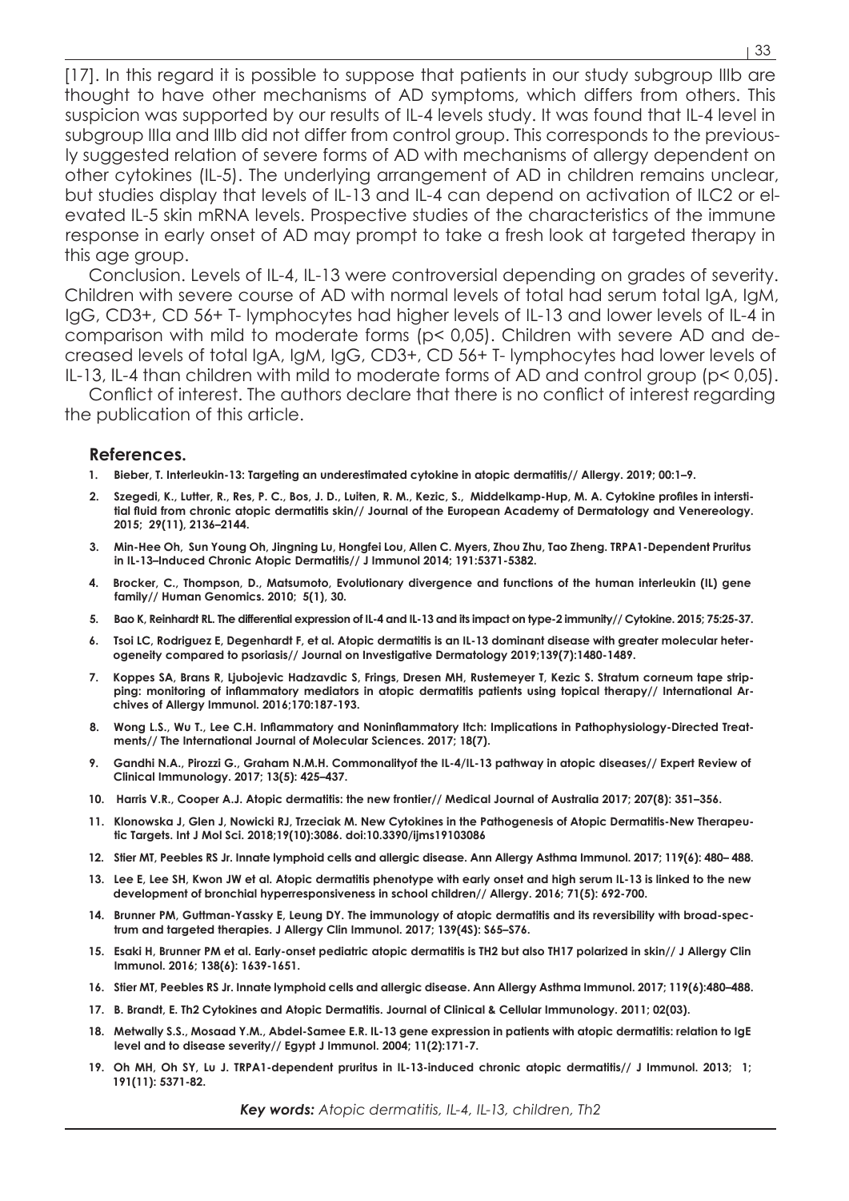[17]. In this regard it is possible to suppose that patients in our study subgroup IIIb are thought to have other mechanisms of AD symptoms, which differs from others. This suspicion was supported by our results of IL-4 levels study. It was found that IL-4 level in subgroup IIIa and IIIb did not differ from control group. This corresponds to the previously suggested relation of severe forms of AD with mechanisms of allergy dependent on other cytokines (IL-5). The underlying arrangement of AD in children remains unclear, but studies display that levels of IL-13 and IL-4 can depend on activation of ILC2 or elevated IL-5 skin mRNA levels. Prospective studies of the characteristics of the immune response in early onset of AD may prompt to take a fresh look at targeted therapy in this age group.

Conclusion. Levels of IL-4, IL-13 were controversial depending on grades of severity. Children with severe course of AD with normal levels of total had serum total IgA, IgM, IgG, CD3+, CD 56+ T- lymphocytes had higher levels of IL-13 and lower levels of IL-4 in comparison with mild to moderate forms ($p < 0,05$). Children with severe AD and decreased levels of total IgA, IgM, IgG, CD3+, CD 56+ T- lymphocytes had lower levels of IL-13, IL-4 than children with mild to moderate forms of AD and control group ($p < 0,05$).

Conflict of interest. The authors declare that there is no conflict of interest regarding the publication of this article.

## References.

1. Bieber, T. Interleukin-13: Targeting an underestimated cytokine in atopic dermatitis// Allergy. 2019; 00:1–9.
2. Szegedi, K., Lutter, R., Res, P. C., Bos, J. D., Luiten, R. M., Kezic, S., Middelkamp-Hup, M. A. Cytokine profiles in interstitial fluid from chronic atopic dermatitis skin// Journal of the European Academy of Dermatology and Venereology. 2015; 29(11), 2136–2144.
3. Min-Hee Oh, Sun Young Oh, Jingning Lu, Hongfei Lou, Allen C. Myers, Zhou Zhu, Tao Zheng. TRPA1-Dependent Pruritus in IL-13–Induced Chronic Atopic Dermatitis// J Immunol 2014; 191:5371-5382.
4. Brocker, C., Thompson, D., Matsumoto, Evolutionary divergence and functions of the human interleukin (IL) gene family// Human Genomics. 2010; 5(1), 30.
5. Bao K, Reinhardt RL. The differential expression of IL-4 and IL-13 and its impact on type-2 immunity// Cytokine. 2015; 75:25-37.
6. Tsoi LC, Rodriguez E, Degenhardt F, et al. Atopic dermatitis is an IL-13 dominant disease with greater molecular heterogeneity compared to psoriasis// Journal on Investigative Dermatology 2019;139(7):1480-1489.
7. Koppes SA, Brans R, Ljubojevic Hadzavdic S, Frings, Dresen MH, Rustemeyer T, Kezic S. Stratum corneum tape stripping: monitoring of inflammatory mediators in atopic dermatitis patients using topical therapy// International Archives of Allergy Immunol. 2016;170:187-193.
8. Wong L.S., Wu T., Lee C.H. Inflammatory and Noninflammatory Itch: Implications in Pathophysiology-Directed Treatments// The International Journal of Molecular Sciences. 2017; 18(7).
9. Gandhi N.A., Pirozzi G., Graham N.M.H. Commonalityof the IL-4/IL-13 pathway in atopic diseases// Expert Review of Clinical Immunology. 2017; 13(5): 425–437.
10. Harris V.R., Cooper A.J. Atopic dermatitis: the new frontier// Medical Journal of Australia 2017; 207(8): 351–356.
11. Klonowska J, Glen J, Nowicki RJ, Trzeciak M. New Cytokines in the Pathogenesis of Atopic Dermatitis-New Therapeutic Targets. Int J Mol Sci. 2018;19(10):3086. doi:10.3390/ijms19103086
12. Stier MT, Peebles RS Jr. Innate lymphoid cells and allergic disease. Ann Allergy Asthma Immunol. 2017; 119(6): 480– 488.
13. Lee E, Lee SH, Kwon JW et al. Atopic dermatitis phenotype with early onset and high serum IL-13 is linked to the new development of bronchial hyperresponsiveness in school children// Allergy. 2016; 71(5): 692-700.
14. Brunner PM, Guttman-Yassky E, Leung DY. The immunology of atopic dermatitis and its reversibility with broad-spectrum and targeted therapies. J Allergy Clin Immunol. 2017; 139(4S): S65–S76.
15. Esaki H, Brunner PM et al. Early-onset pediatric atopic dermatitis is TH2 but also TH17 polarized in skin// J Allergy Clin Immunol. 2016; 138(6): 1639-1651.
16. Stier MT, Peebles RS Jr. Innate lymphoid cells and allergic disease. Ann Allergy Asthma Immunol. 2017; 119(6):480–488.
17. B. Brandt, E. Th2 Cytokines and Atopic Dermatitis. Journal of Clinical & Cellular Immunology. 2011; 02(03).
18. Metwally S.S., Mosaad Y.M., Abdel-Samee E.R. IL-13 gene expression in patients with atopic dermatitis: relation to IgE level and to disease severity// Egypt J Immunol. 2004; 11(2):171-7.
19. Oh MH, Oh SY, Lu J. TRPA1-dependent pruritus in IL-13-induced chronic atopic dermatitis// J Immunol. 2013; 1; 191(11): 5371-82.

***Key words:*** *Atopic dermatitis, IL-4, IL-13, children, Th2*